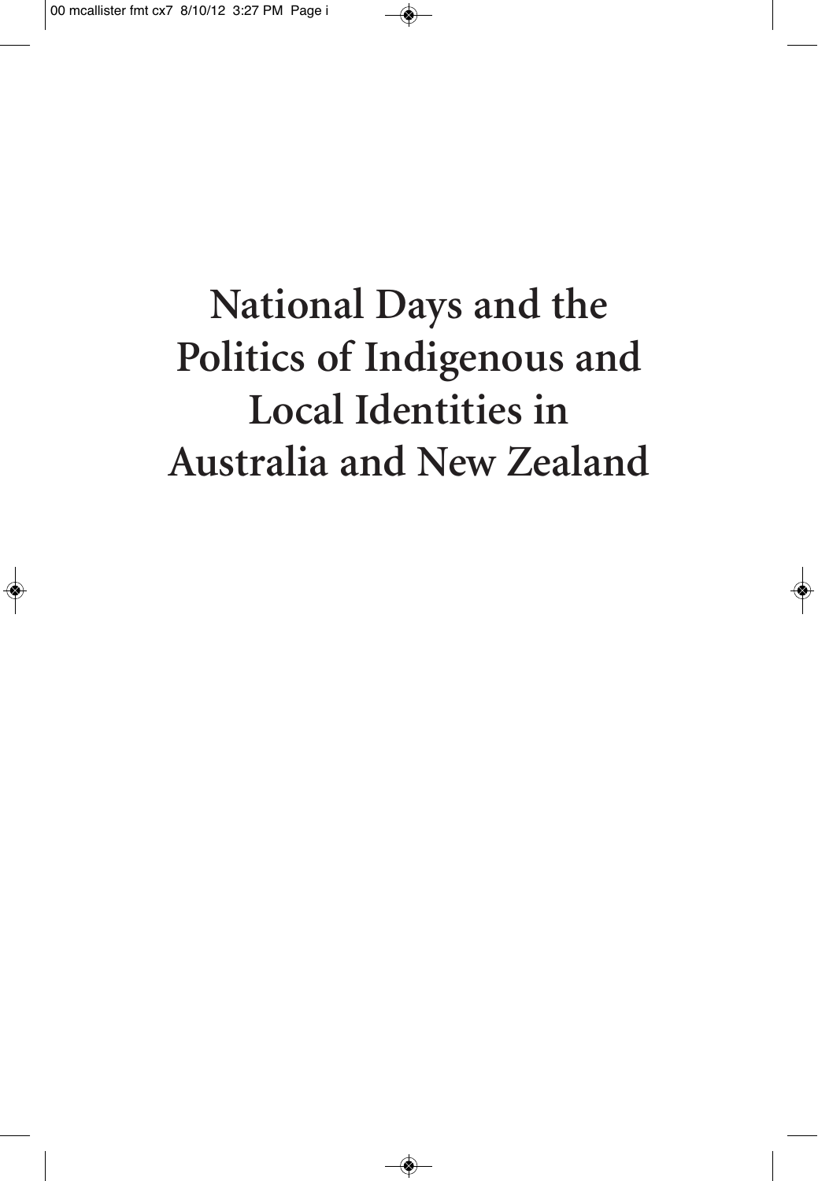# National Days and the Politics of Indigenous and Local Identities in Australia and New Zealand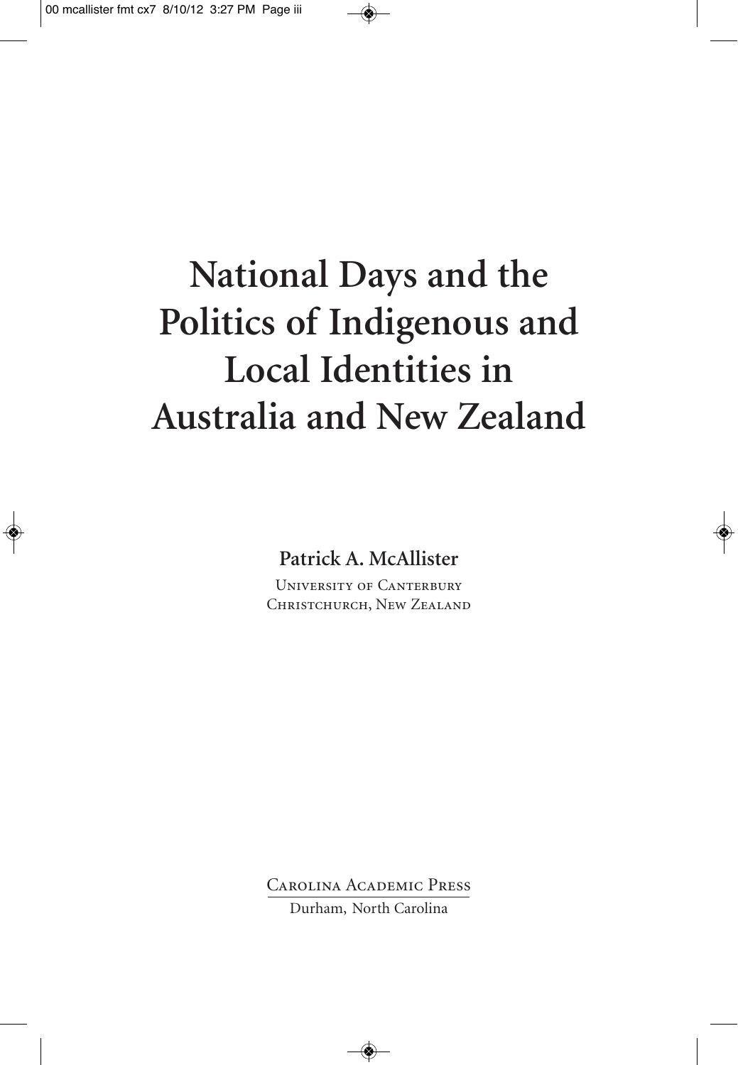# National Days and the Politics of Indigenous and Local Identities in Australia and New Zealand

**Patrick A. McAllister**

University of Canterbury
Christchurch, New Zealand

Carolina Academic Press
Durham, North Carolina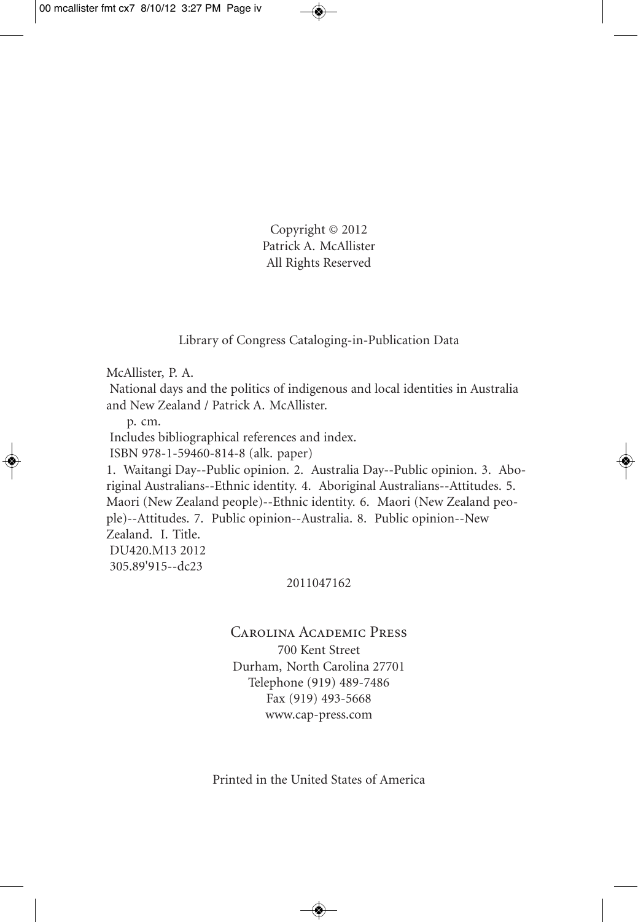Copyright © 2012
Patrick A. McAllister
All Rights Reserved

Library of Congress Cataloging-in-Publication Data

McAllister, P. A.

National days and the politics of indigenous and local identities in Australia and New Zealand / Patrick A. McAllister.

p. cm.

Includes bibliographical references and index.

ISBN 978-1-59460-814-8 (alk. paper)

1. Waitangi Day--Public opinion. 2. Australia Day--Public opinion. 3. Aboriginal Australians--Ethnic identity. 4. Aboriginal Australians--Attitudes. 5. Maori (New Zealand people)--Ethnic identity. 6. Maori (New Zealand people)--Attitudes. 7. Public opinion--Australia. 8. Public opinion--New Zealand. I. Title.

DU420.M13 2012

305.89'915--dc23

2011047162

Carolina Academic Press
700 Kent Street
Durham, North Carolina 27701
Telephone (919) 489-7486
Fax (919) 493-5668
www.cap-press.com

Printed in the United States of America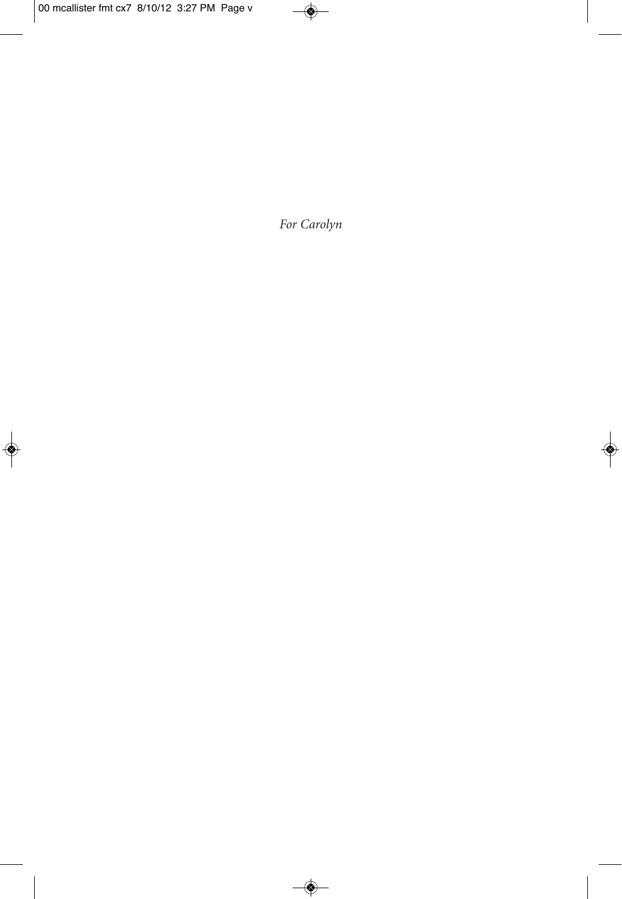*For Carolyn*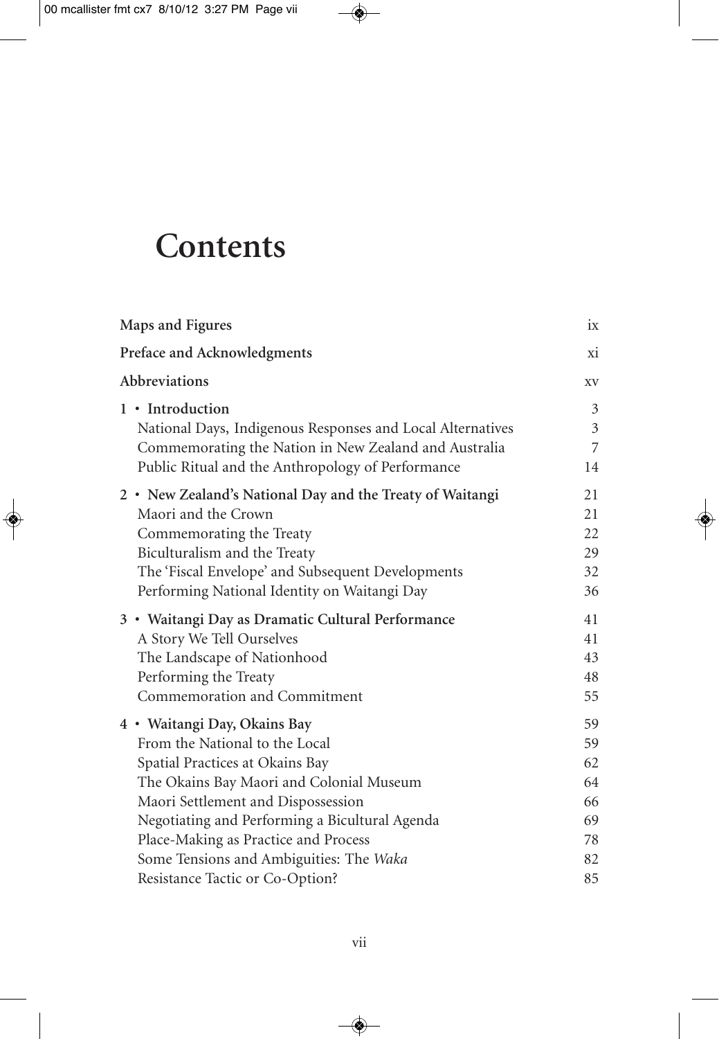# Contents

| | |
|---|---|
| **Maps and Figures** | ix |
| **Preface and Acknowledgments** | xi |
| **Abbreviations** | xv |
| **1 • Introduction** | 3 |
| National Days, Indigenous Responses and Local Alternatives | 3 |
| Commemorating the Nation in New Zealand and Australia | 7 |
| Public Ritual and the Anthropology of Performance | 14 |
| **2 • New Zealand's National Day and the Treaty of Waitangi** | 21 |
| Maori and the Crown | 21 |
| Commemorating the Treaty | 22 |
| Biculturalism and the Treaty | 29 |
| The 'Fiscal Envelope' and Subsequent Developments | 32 |
| Performing National Identity on Waitangi Day | 36 |
| **3 • Waitangi Day as Dramatic Cultural Performance** | 41 |
| A Story We Tell Ourselves | 41 |
| The Landscape of Nationhood | 43 |
| Performing the Treaty | 48 |
| Commemoration and Commitment | 55 |
| **4 • Waitangi Day, Okains Bay** | 59 |
| From the National to the Local | 59 |
| Spatial Practices at Okains Bay | 62 |
| The Okains Bay Maori and Colonial Museum | 64 |
| Maori Settlement and Dispossession | 66 |
| Negotiating and Performing a Bicultural Agenda | 69 |
| Place-Making as Practice and Process | 78 |
| Some Tensions and Ambiguities: The *Waka* | 82 |
| Resistance Tactic or Co-Option? | 85 |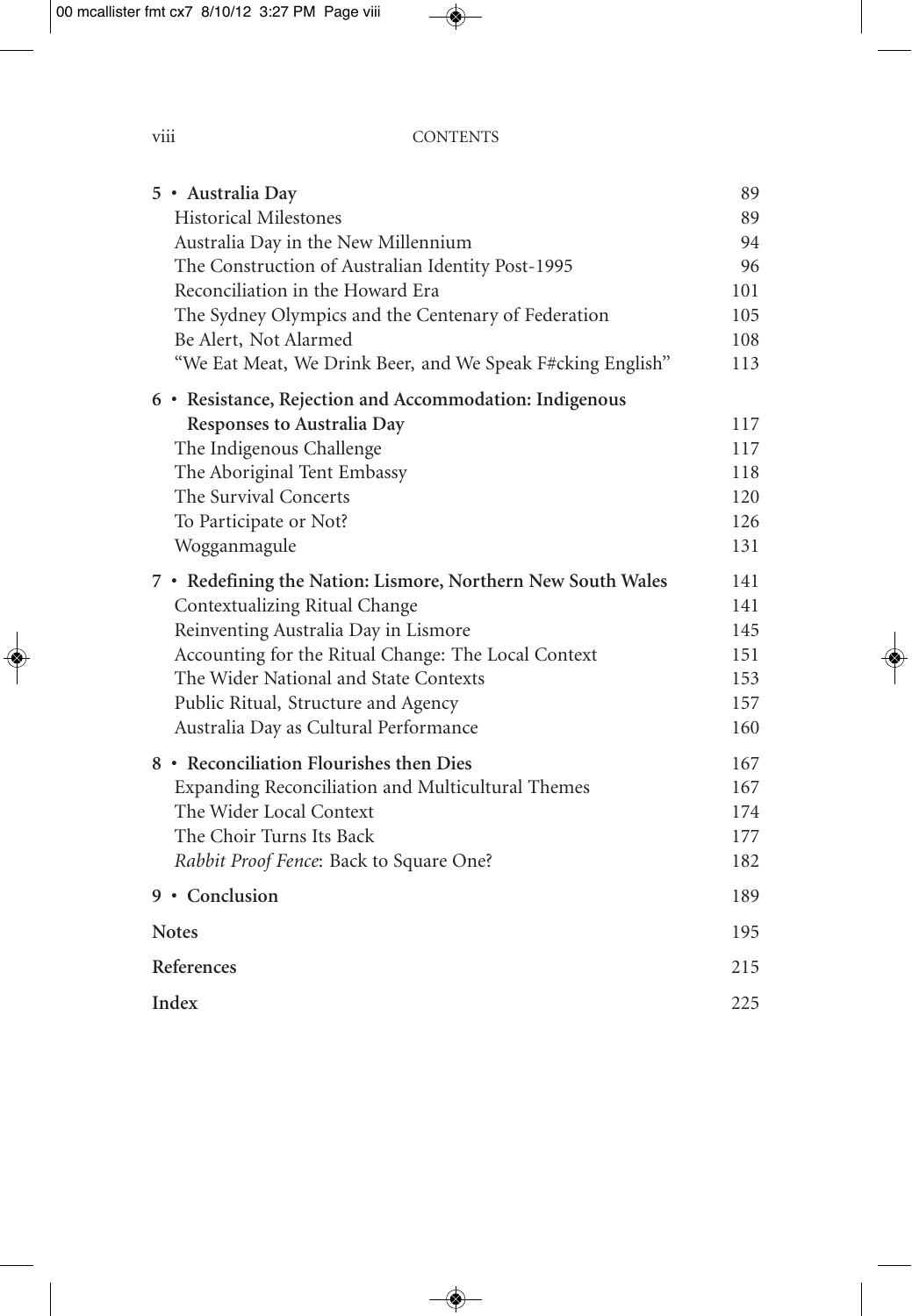| | |
|---|---|
| **5 • Australia Day** | 89 |
| Historical Milestones | 89 |
| Australia Day in the New Millennium | 94 |
| The Construction of Australian Identity Post-1995 | 96 |
| Reconciliation in the Howard Era | 101 |
| The Sydney Olympics and the Centenary of Federation | 105 |
| Be Alert, Not Alarmed | 108 |
| "We Eat Meat, We Drink Beer, and We Speak F#cking English" | 113 |
| **6 • Resistance, Rejection and Accommodation: Indigenous Responses to Australia Day** | 117 |
| The Indigenous Challenge | 117 |
| The Aboriginal Tent Embassy | 118 |
| The Survival Concerts | 120 |
| To Participate or Not? | 126 |
| Wogganmagule | 131 |
| **7 • Redefining the Nation: Lismore, Northern New South Wales** | 141 |
| Contextualizing Ritual Change | 141 |
| Reinventing Australia Day in Lismore | 145 |
| Accounting for the Ritual Change: The Local Context | 151 |
| The Wider National and State Contexts | 153 |
| Public Ritual, Structure and Agency | 157 |
| Australia Day as Cultural Performance | 160 |
| **8 • Reconciliation Flourishes then Dies** | 167 |
| Expanding Reconciliation and Multicultural Themes | 167 |
| The Wider Local Context | 174 |
| The Choir Turns Its Back | 177 |
| *Rabbit Proof Fence*: Back to Square One? | 182 |
| **9 • Conclusion** | 189 |
| **Notes** | 195 |
| **References** | 215 |
| **Index** | 225 |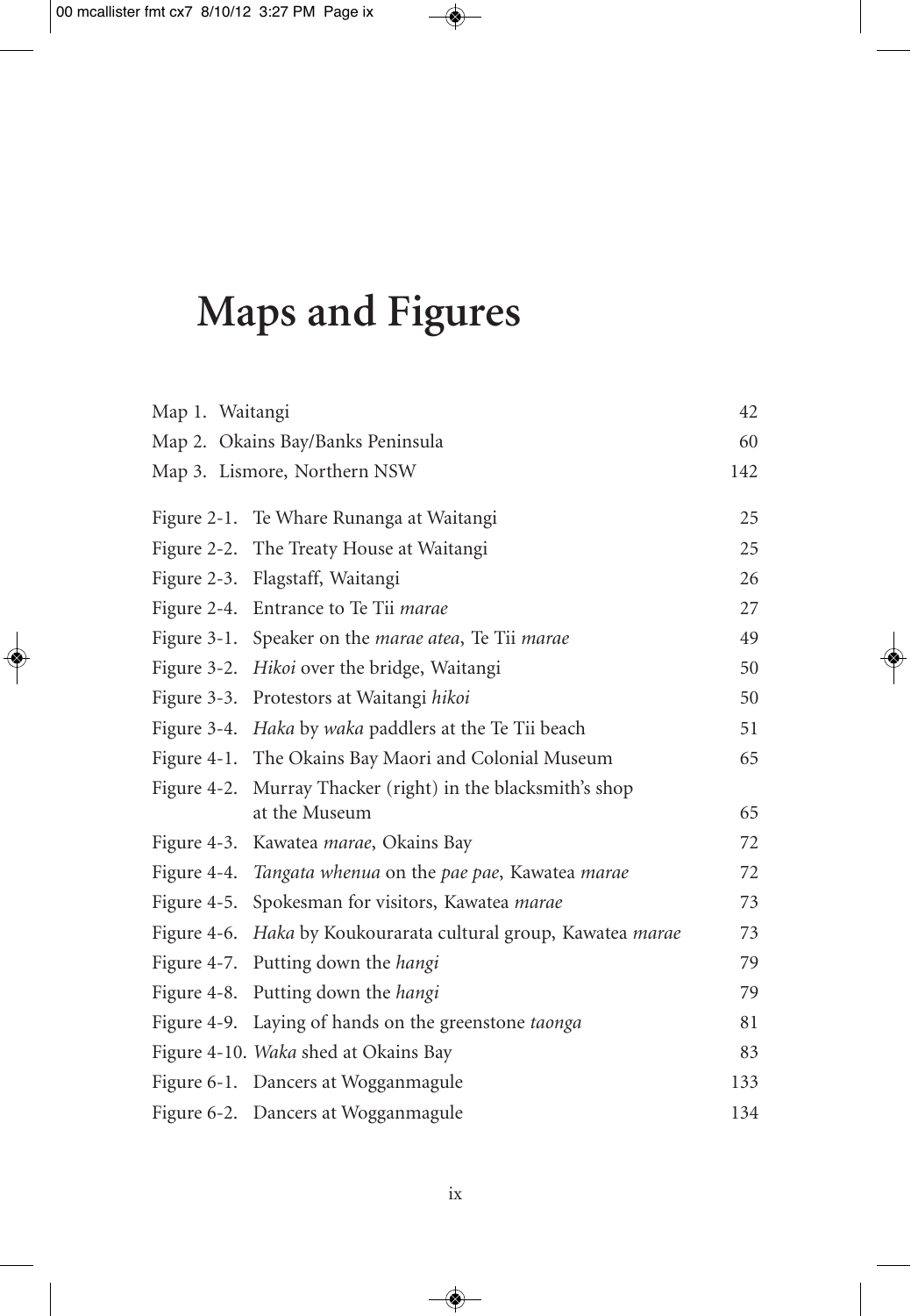# Maps and Figures

| | | |
|---|---|---|
| Map 1. | Waitangi | 42 |
| Map 2. | Okains Bay/Banks Peninsula | 60 |
| Map 3. | Lismore, Northern NSW | 142 |
| Figure 2-1. | Te Whare Runanga at Waitangi | 25 |
| Figure 2-2. | The Treaty House at Waitangi | 25 |
| Figure 2-3. | Flagstaff, Waitangi | 26 |
| Figure 2-4. | Entrance to Te Tii *marae* | 27 |
| Figure 3-1. | Speaker on the *marae atea*, Te Tii *marae* | 49 |
| Figure 3-2. | *Hikoi* over the bridge, Waitangi | 50 |
| Figure 3-3. | Protestors at Waitangi *hikoi* | 50 |
| Figure 3-4. | *Haka* by *waka* paddlers at the Te Tii beach | 51 |
| Figure 4-1. | The Okains Bay Maori and Colonial Museum | 65 |
| Figure 4-2. | Murray Thacker (right) in the blacksmith's shop at the Museum | 65 |
| Figure 4-3. | Kawatea *marae*, Okains Bay | 72 |
| Figure 4-4. | *Tangata whenua* on the *pae pae*, Kawatea *marae* | 72 |
| Figure 4-5. | Spokesman for visitors, Kawatea *marae* | 73 |
| Figure 4-6. | *Haka* by Koukourarata cultural group, Kawatea *marae* | 73 |
| Figure 4-7. | Putting down the *hangi* | 79 |
| Figure 4-8. | Putting down the *hangi* | 79 |
| Figure 4-9. | Laying of hands on the greenstone *taonga* | 81 |
| Figure 4-10. | *Waka* shed at Okains Bay | 83 |
| Figure 6-1. | Dancers at Wogganmagule | 133 |
| Figure 6-2. | Dancers at Wogganmagule | 134 |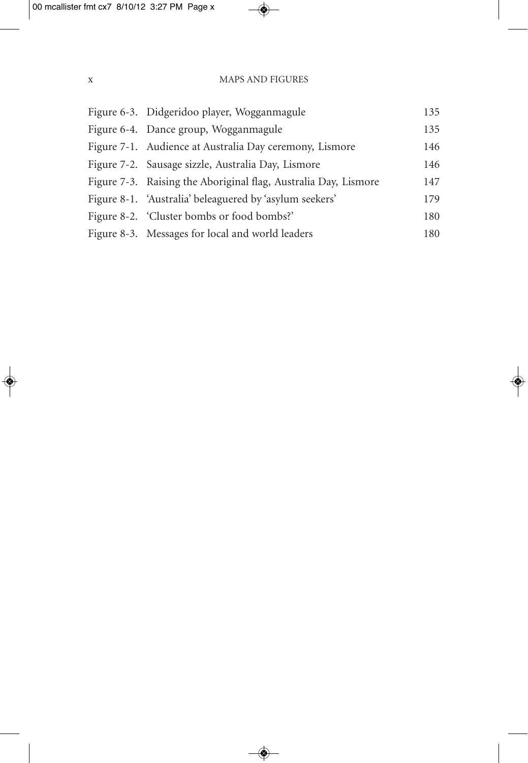| | | |
|---|---|---|
| Figure 6-3. | Didgeridoo player, Wogganmagule | 135 |
| Figure 6-4. | Dance group, Wogganmagule | 135 |
| Figure 7-1. | Audience at Australia Day ceremony, Lismore | 146 |
| Figure 7-2. | Sausage sizzle, Australia Day, Lismore | 146 |
| Figure 7-3. | Raising the Aboriginal flag, Australia Day, Lismore | 147 |
| Figure 8-1. | 'Australia' beleaguered by 'asylum seekers' | 179 |
| Figure 8-2. | 'Cluster bombs or food bombs?' | 180 |
| Figure 8-3. | Messages for local and world leaders | 180 |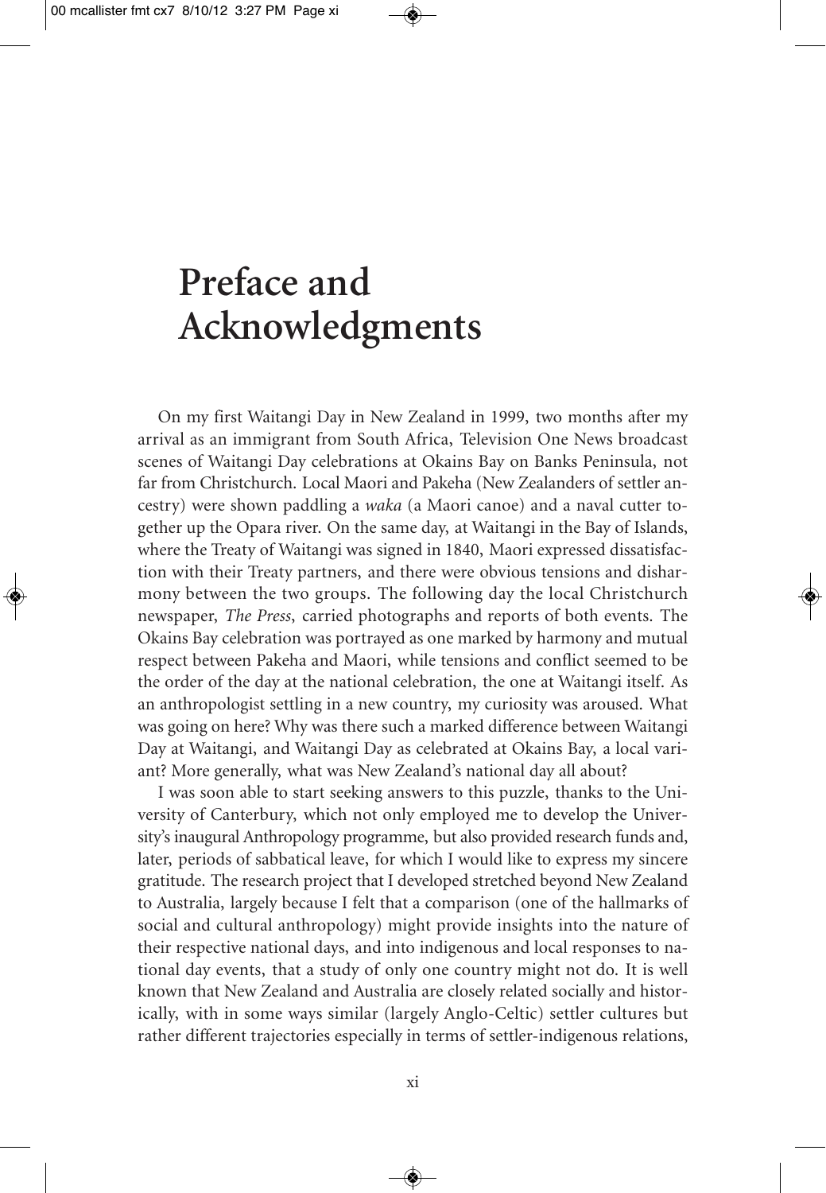# Preface and Acknowledgments

On my first Waitangi Day in New Zealand in 1999, two months after my arrival as an immigrant from South Africa, Television One News broadcast scenes of Waitangi Day celebrations at Okains Bay on Banks Peninsula, not far from Christchurch. Local Maori and Pakeha (New Zealanders of settler ancestry) were shown paddling a *waka* (a Maori canoe) and a naval cutter together up the Opara river. On the same day, at Waitangi in the Bay of Islands, where the Treaty of Waitangi was signed in 1840, Maori expressed dissatisfaction with their Treaty partners, and there were obvious tensions and disharmony between the two groups. The following day the local Christchurch newspaper, *The Press*, carried photographs and reports of both events. The Okains Bay celebration was portrayed as one marked by harmony and mutual respect between Pakeha and Maori, while tensions and conflict seemed to be the order of the day at the national celebration, the one at Waitangi itself. As an anthropologist settling in a new country, my curiosity was aroused. What was going on here? Why was there such a marked difference between Waitangi Day at Waitangi, and Waitangi Day as celebrated at Okains Bay, a local variant? More generally, what was New Zealand's national day all about?

I was soon able to start seeking answers to this puzzle, thanks to the University of Canterbury, which not only employed me to develop the University's inaugural Anthropology programme, but also provided research funds and, later, periods of sabbatical leave, for which I would like to express my sincere gratitude. The research project that I developed stretched beyond New Zealand to Australia, largely because I felt that a comparison (one of the hallmarks of social and cultural anthropology) might provide insights into the nature of their respective national days, and into indigenous and local responses to national day events, that a study of only one country might not do. It is well known that New Zealand and Australia are closely related socially and historically, with in some ways similar (largely Anglo-Celtic) settler cultures but rather different trajectories especially in terms of settler-indigenous relations,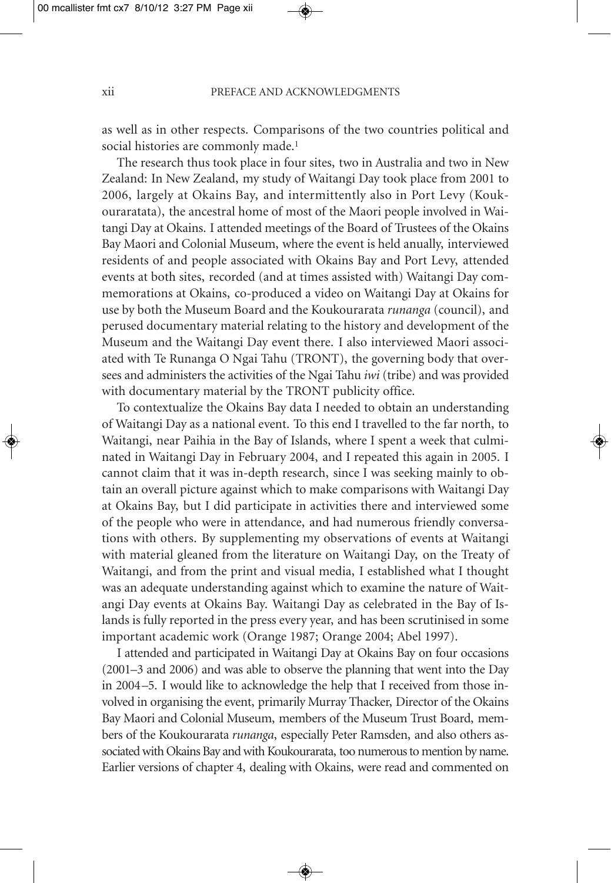as well as in other respects. Comparisons of the two countries political and social histories are commonly made.[1]

The research thus took place in four sites, two in Australia and two in New Zealand: In New Zealand, my study of Waitangi Day took place from 2001 to 2006, largely at Okains Bay, and intermittently also in Port Levy (Koukourarata), the ancestral home of most of the Maori people involved in Waitangi Day at Okains. I attended meetings of the Board of Trustees of the Okains Bay Maori and Colonial Museum, where the event is held anually, interviewed residents of and people associated with Okains Bay and Port Levy, attended events at both sites, recorded (and at times assisted with) Waitangi Day commemorations at Okains, co-produced a video on Waitangi Day at Okains for use by both the Museum Board and the Koukourarata *runanga* (council), and perused documentary material relating to the history and development of the Museum and the Waitangi Day event there. I also interviewed Maori associated with Te Runanga O Ngai Tahu (TRONT), the governing body that oversees and administers the activities of the Ngai Tahu *iwi* (tribe) and was provided with documentary material by the TRONT publicity office.

To contextualize the Okains Bay data I needed to obtain an understanding of Waitangi Day as a national event. To this end I travelled to the far north, to Waitangi, near Paihia in the Bay of Islands, where I spent a week that culminated in Waitangi Day in February 2004, and I repeated this again in 2005. I cannot claim that it was in-depth research, since I was seeking mainly to obtain an overall picture against which to make comparisons with Waitangi Day at Okains Bay, but I did participate in activities there and interviewed some of the people who were in attendance, and had numerous friendly conversations with others. By supplementing my observations of events at Waitangi with material gleaned from the literature on Waitangi Day, on the Treaty of Waitangi, and from the print and visual media, I established what I thought was an adequate understanding against which to examine the nature of Waitangi Day events at Okains Bay. Waitangi Day as celebrated in the Bay of Islands is fully reported in the press every year, and has been scrutinised in some important academic work (Orange 1987; Orange 2004; Abel 1997).

I attended and participated in Waitangi Day at Okains Bay on four occasions (2001–3 and 2006) and was able to observe the planning that went into the Day in 2004–5. I would like to acknowledge the help that I received from those involved in organising the event, primarily Murray Thacker, Director of the Okains Bay Maori and Colonial Museum, members of the Museum Trust Board, members of the Koukourarata *runanga*, especially Peter Ramsden, and also others associated with Okains Bay and with Koukourarata, too numerous to mention by name. Earlier versions of chapter 4, dealing with Okains, were read and commented on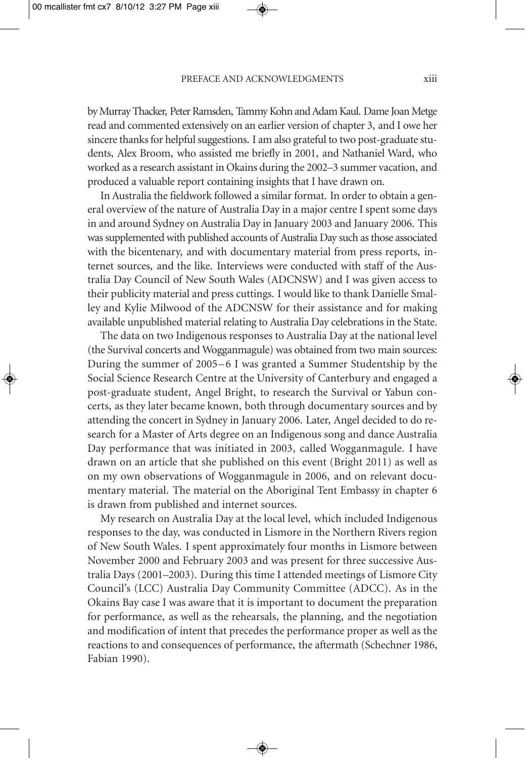by Murray Thacker, Peter Ramsden, Tammy Kohn and Adam Kaul. Dame Joan Metge read and commented extensively on an earlier version of chapter 3, and I owe her sincere thanks for helpful suggestions. I am also grateful to two post-graduate students, Alex Broom, who assisted me briefly in 2001, and Nathaniel Ward, who worked as a research assistant in Okains during the 2002–3 summer vacation, and produced a valuable report containing insights that I have drawn on.

In Australia the fieldwork followed a similar format. In order to obtain a general overview of the nature of Australia Day in a major centre I spent some days in and around Sydney on Australia Day in January 2003 and January 2006. This was supplemented with published accounts of Australia Day such as those associated with the bicentenary, and with documentary material from press reports, internet sources, and the like. Interviews were conducted with staff of the Australia Day Council of New South Wales (ADCNSW) and I was given access to their publicity material and press cuttings. I would like to thank Danielle Smalley and Kylie Milwood of the ADCNSW for their assistance and for making available unpublished material relating to Australia Day celebrations in the State.

The data on two Indigenous responses to Australia Day at the national level (the Survival concerts and Wogganmagule) was obtained from two main sources: During the summer of 2005–6 I was granted a Summer Studentship by the Social Science Research Centre at the University of Canterbury and engaged a post-graduate student, Angel Bright, to research the Survival or Yabun concerts, as they later became known, both through documentary sources and by attending the concert in Sydney in January 2006. Later, Angel decided to do research for a Master of Arts degree on an Indigenous song and dance Australia Day performance that was initiated in 2003, called Wogganmagule. I have drawn on an article that she published on this event (Bright 2011) as well as on my own observations of Wogganmagule in 2006, and on relevant documentary material. The material on the Aboriginal Tent Embassy in chapter 6 is drawn from published and internet sources.

My research on Australia Day at the local level, which included Indigenous responses to the day, was conducted in Lismore in the Northern Rivers region of New South Wales. I spent approximately four months in Lismore between November 2000 and February 2003 and was present for three successive Australia Days (2001–2003). During this time I attended meetings of Lismore City Council's (LCC) Australia Day Community Committee (ADCC). As in the Okains Bay case I was aware that it is important to document the preparation for performance, as well as the rehearsals, the planning, and the negotiation and modification of intent that precedes the performance proper as well as the reactions to and consequences of performance, the aftermath (Schechner 1986, Fabian 1990).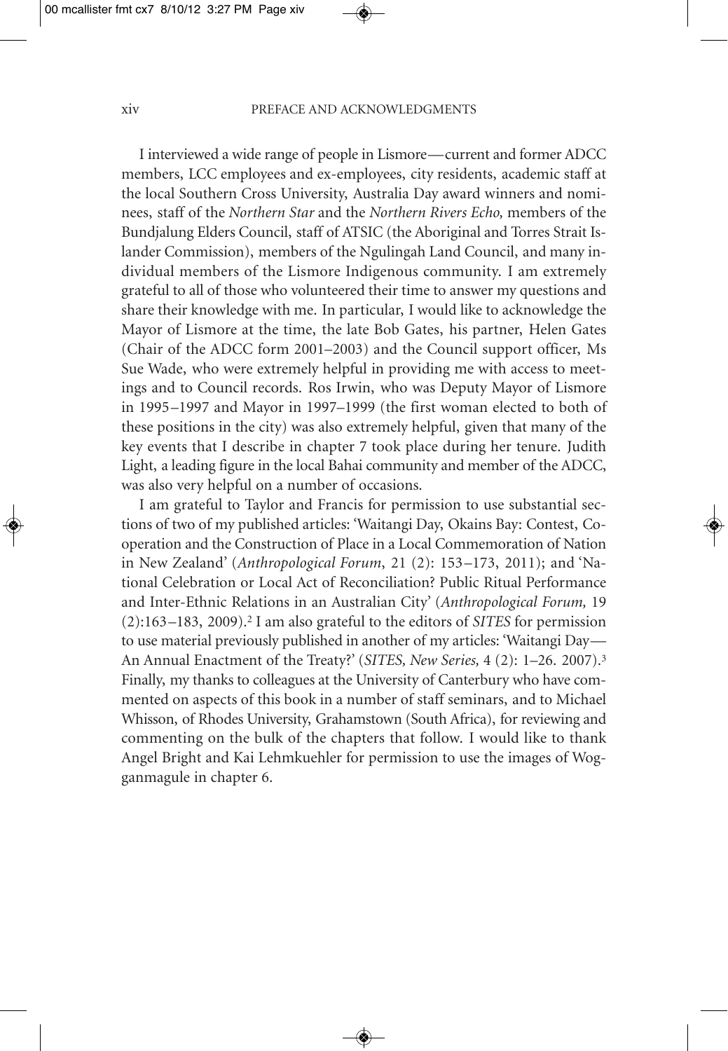I interviewed a wide range of people in Lismore—current and former ADCC members, LCC employees and ex-employees, city residents, academic staff at the local Southern Cross University, Australia Day award winners and nominees, staff of the *Northern Star* and the *Northern Rivers Echo,* members of the Bundjalung Elders Council, staff of ATSIC (the Aboriginal and Torres Strait Islander Commission), members of the Ngulingah Land Council, and many individual members of the Lismore Indigenous community. I am extremely grateful to all of those who volunteered their time to answer my questions and share their knowledge with me. In particular, I would like to acknowledge the Mayor of Lismore at the time, the late Bob Gates, his partner, Helen Gates (Chair of the ADCC form 2001–2003) and the Council support officer, Ms Sue Wade, who were extremely helpful in providing me with access to meetings and to Council records. Ros Irwin, who was Deputy Mayor of Lismore in 1995–1997 and Mayor in 1997–1999 (the first woman elected to both of these positions in the city) was also extremely helpful, given that many of the key events that I describe in chapter 7 took place during her tenure. Judith Light, a leading figure in the local Bahai community and member of the ADCC, was also very helpful on a number of occasions.

I am grateful to Taylor and Francis for permission to use substantial sections of two of my published articles: 'Waitangi Day, Okains Bay: Contest, Cooperation and the Construction of Place in a Local Commemoration of Nation in New Zealand' (*Anthropological Forum*, 21 (2): 153–173, 2011); and 'National Celebration or Local Act of Reconciliation? Public Ritual Performance and Inter-Ethnic Relations in an Australian City' (*Anthropological Forum,* 19 (2):163–183, 2009).[2] I am also grateful to the editors of *SITES* for permission to use material previously published in another of my articles: 'Waitangi Day—An Annual Enactment of the Treaty?' (*SITES, New Series,* 4 (2): 1–26. 2007).[3] Finally, my thanks to colleagues at the University of Canterbury who have commented on aspects of this book in a number of staff seminars, and to Michael Whisson, of Rhodes University, Grahamstown (South Africa), for reviewing and commenting on the bulk of the chapters that follow. I would like to thank Angel Bright and Kai Lehmkuehler for permission to use the images of Wogganmagule in chapter 6.